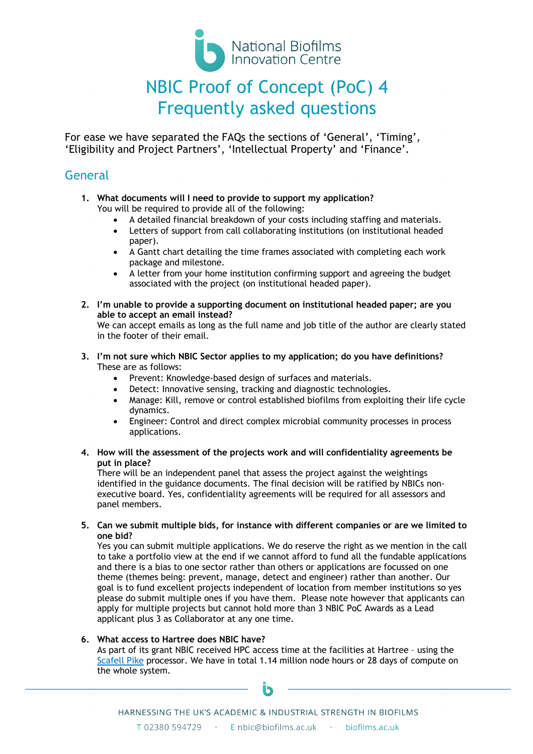National Biofilms Innovation Centre

# NBIC Proof of Concept (PoC) 4 Frequently asked questions

For ease we have separated the FAQs the sections of 'General', 'Timing', 'Eligibility and Project Partners', 'Intellectual Property' and 'Finance'.

## General

1. **What documents will I need to provide to support my application?**
   You will be required to provide all of the following:
   - A detailed financial breakdown of your costs including staffing and materials.
   - Letters of support from call collaborating institutions (on institutional headed paper).
   - A Gantt chart detailing the time frames associated with completing each work package and milestone.
   - A letter from your home institution confirming support and agreeing the budget associated with the project (on institutional headed paper).

2. **I'm unable to provide a supporting document on institutional headed paper; are you able to accept an email instead?**
   We can accept emails as long as the full name and job title of the author are clearly stated in the footer of their email.

3. **I'm not sure which NBIC Sector applies to my application; do you have definitions?**
   These are as follows:
   - Prevent: Knowledge-based design of surfaces and materials.
   - Detect: Innovative sensing, tracking and diagnostic technologies.
   - Manage: Kill, remove or control established biofilms from exploiting their life cycle dynamics.
   - Engineer: Control and direct complex microbial community processes in process applications.

4. **How will the assessment of the projects work and will confidentiality agreements be put in place?**
   There will be an independent panel that assess the project against the weightings identified in the guidance documents. The final decision will be ratified by NBICs non-executive board. Yes, confidentiality agreements will be required for all assessors and panel members.

5. **Can we submit multiple bids, for instance with different companies or are we limited to one bid?**
   Yes you can submit multiple applications. We do reserve the right as we mention in the call to take a portfolio view at the end if we cannot afford to fund all the fundable applications and there is a bias to one sector rather than others or applications are focussed on one theme (themes being: prevent, manage, detect and engineer) rather than another. Our goal is to fund excellent projects independent of location from member institutions so yes please do submit multiple ones if you have them. Please note however that applicants can apply for multiple projects but cannot hold more than 3 NBIC PoC Awards as a Lead applicant plus 3 as Collaborator at any one time.

6. **What access to Hartree does NBIC have?**
   As part of its grant NBIC received HPC access time at the facilities at Hartree – using the Scafell Pike processor. We have in total 1.14 million node hours or 28 days of compute on the whole system.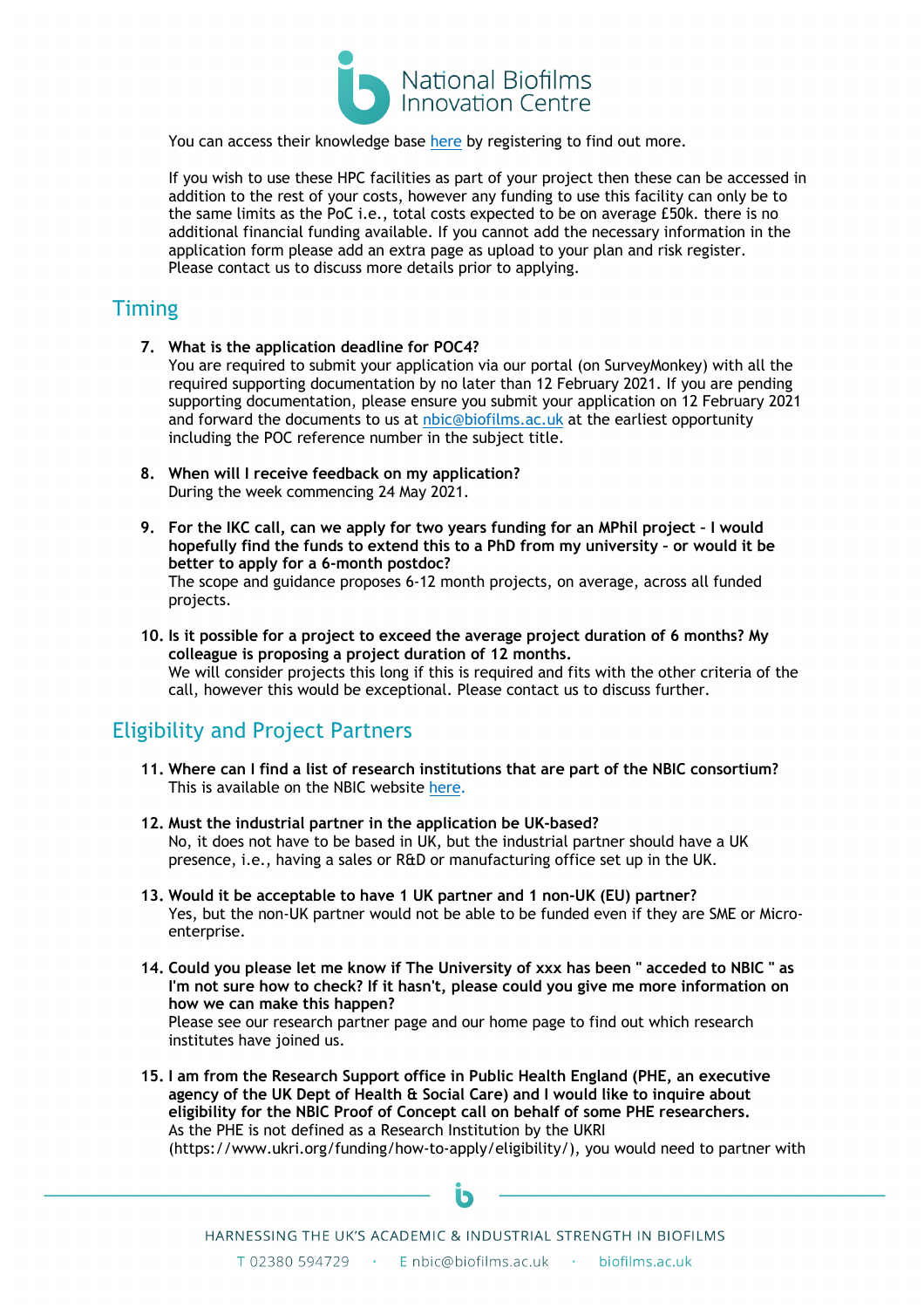You can access their knowledge base [here](#) by registering to find out more.

If you wish to use these HPC facilities as part of your project then these can be accessed in addition to the rest of your costs, however any funding to use this facility can only be to the same limits as the PoC i.e., total costs expected to be on average £50k. there is no additional financial funding available. If you cannot add the necessary information in the application form please add an extra page as upload to your plan and risk register. Please contact us to discuss more details prior to applying.

## Timing

7. **What is the application deadline for POC4?**
   You are required to submit your application via our portal (on SurveyMonkey) with all the required supporting documentation by no later than 12 February 2021. If you are pending supporting documentation, please ensure you submit your application on 12 February 2021 and forward the documents to us at nbic@biofilms.ac.uk at the earliest opportunity including the POC reference number in the subject title.

8. **When will I receive feedback on my application?**
   During the week commencing 24 May 2021.

9. **For the IKC call, can we apply for two years funding for an MPhil project – I would hopefully find the funds to extend this to a PhD from my university – or would it be better to apply for a 6-month postdoc?**
   The scope and guidance proposes 6-12 month projects, on average, across all funded projects.

10. **Is it possible for a project to exceed the average project duration of 6 months? My colleague is proposing a project duration of 12 months.**
    We will consider projects this long if this is required and fits with the other criteria of the call, however this would be exceptional. Please contact us to discuss further.

## Eligibility and Project Partners

11. **Where can I find a list of research institutions that are part of the NBIC consortium?**
    This is available on the NBIC website [here](#).

12. **Must the industrial partner in the application be UK-based?**
    No, it does not have to be based in UK, but the industrial partner should have a UK presence, i.e., having a sales or R&D or manufacturing office set up in the UK.

13. **Would it be acceptable to have 1 UK partner and 1 non-UK (EU) partner?**
    Yes, but the non-UK partner would not be able to be funded even if they are SME or Micro-enterprise.

14. **Could you please let me know if The University of xxx has been " acceded to NBIC " as I'm not sure how to check? If it hasn't, please could you give me more information on how we can make this happen?**
    Please see our research partner page and our home page to find out which research institutes have joined us.

15. **I am from the Research Support office in Public Health England (PHE, an executive agency of the UK Dept of Health & Social Care) and I would like to inquire about eligibility for the NBIC Proof of Concept call on behalf of some PHE researchers.**
    As the PHE is not defined as a Research Institution by the UKRI (https://www.ukri.org/funding/how-to-apply/eligibility/), you would need to partner with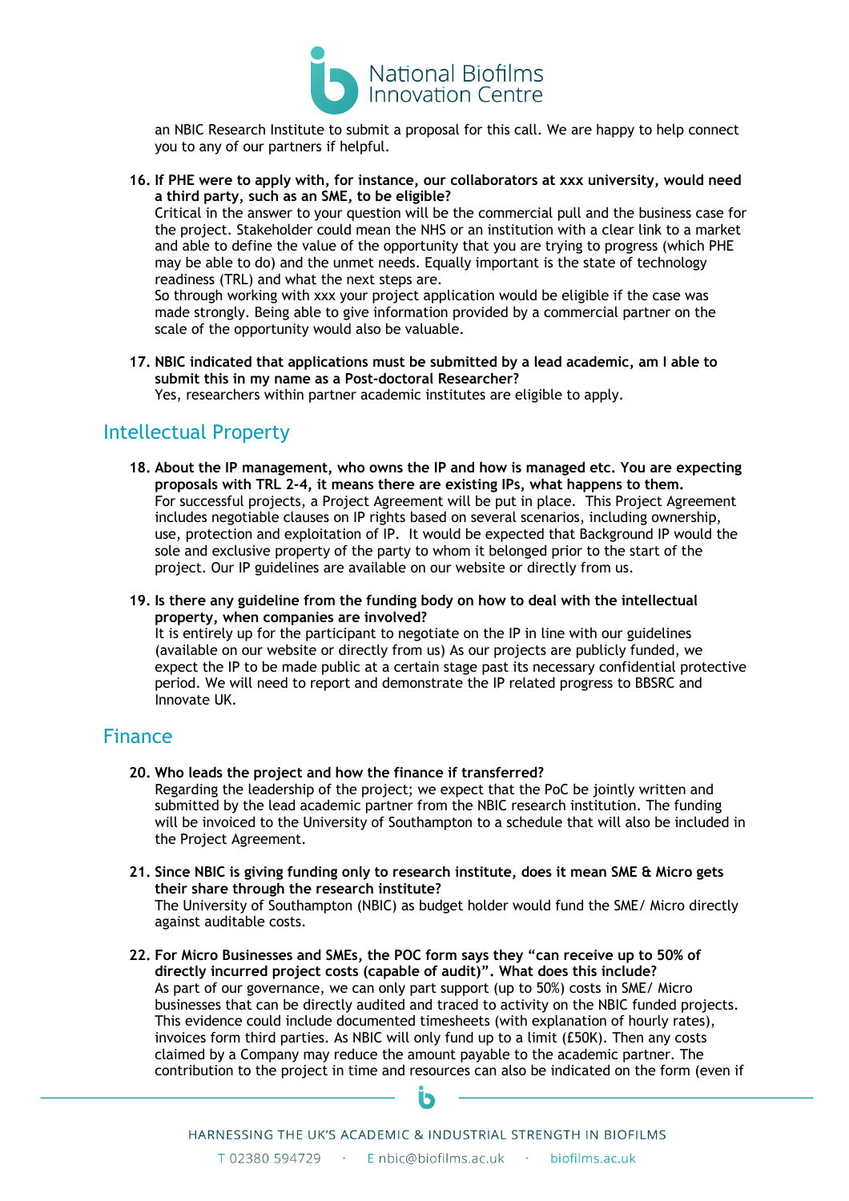an NBIC Research Institute to submit a proposal for this call. We are happy to help connect you to any of our partners if helpful.

16. **If PHE were to apply with, for instance, our collaborators at xxx university, would need a third party, such as an SME, to be eligible?**
    Critical in the answer to your question will be the commercial pull and the business case for the project. Stakeholder could mean the NHS or an institution with a clear link to a market and able to define the value of the opportunity that you are trying to progress (which PHE may be able to do) and the unmet needs. Equally important is the state of technology readiness (TRL) and what the next steps are.
    So through working with xxx your project application would be eligible if the case was made strongly. Being able to give information provided by a commercial partner on the scale of the opportunity would also be valuable.

17. **NBIC indicated that applications must be submitted by a lead academic, am I able to submit this in my name as a Post-doctoral Researcher?**
    Yes, researchers within partner academic institutes are eligible to apply.

## Intellectual Property

18. **About the IP management, who owns the IP and how is managed etc. You are expecting proposals with TRL 2-4, it means there are existing IPs, what happens to them.**
    For successful projects, a Project Agreement will be put in place. This Project Agreement includes negotiable clauses on IP rights based on several scenarios, including ownership, use, protection and exploitation of IP. It would be expected that Background IP would the sole and exclusive property of the party to whom it belonged prior to the start of the project. Our IP guidelines are available on our website or directly from us.

19. **Is there any guideline from the funding body on how to deal with the intellectual property, when companies are involved?**
    It is entirely up for the participant to negotiate on the IP in line with our guidelines (available on our website or directly from us) As our projects are publicly funded, we expect the IP to be made public at a certain stage past its necessary confidential protective period. We will need to report and demonstrate the IP related progress to BBSRC and Innovate UK.

## Finance

20. **Who leads the project and how the finance if transferred?**
    Regarding the leadership of the project; we expect that the PoC be jointly written and submitted by the lead academic partner from the NBIC research institution. The funding will be invoiced to the University of Southampton to a schedule that will also be included in the Project Agreement.

21. **Since NBIC is giving funding only to research institute, does it mean SME & Micro gets their share through the research institute?**
    The University of Southampton (NBIC) as budget holder would fund the SME/ Micro directly against auditable costs.

22. **For Micro Businesses and SMEs, the POC form says they "can receive up to 50% of directly incurred project costs (capable of audit)". What does this include?**
    As part of our governance, we can only part support (up to 50%) costs in SME/ Micro businesses that can be directly audited and traced to activity on the NBIC funded projects. This evidence could include documented timesheets (with explanation of hourly rates), invoices form third parties. As NBIC will only fund up to a limit (£50K). Then any costs claimed by a Company may reduce the amount payable to the academic partner. The contribution to the project in time and resources can also be indicated on the form (even if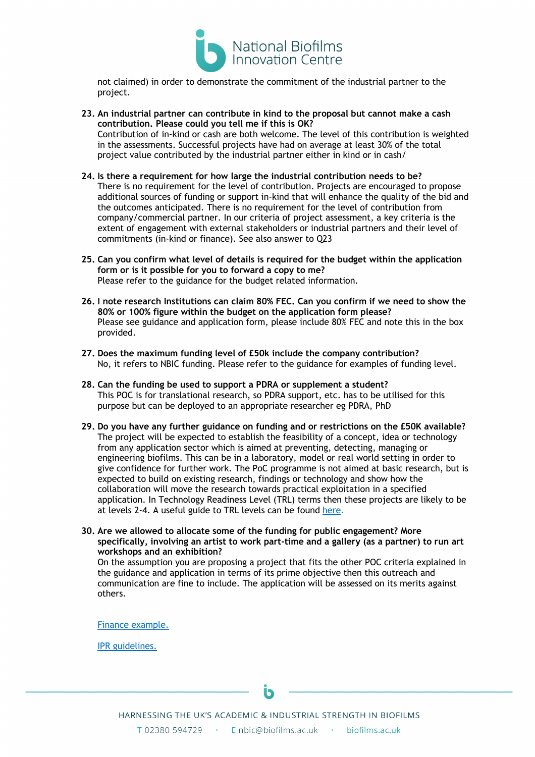not claimed) in order to demonstrate the commitment of the industrial partner to the project.

23. **An industrial partner can contribute in kind to the proposal but cannot make a cash contribution. Please could you tell me if this is OK?**
    Contribution of in-kind or cash are both welcome. The level of this contribution is weighted in the assessments. Successful projects have had on average at least 30% of the total project value contributed by the industrial partner either in kind or in cash/

24. **Is there a requirement for how large the industrial contribution needs to be?**
    There is no requirement for the level of contribution. Projects are encouraged to propose additional sources of funding or support in-kind that will enhance the quality of the bid and the outcomes anticipated. There is no requirement for the level of contribution from company/commercial partner. In our criteria of project assessment, a key criteria is the extent of engagement with external stakeholders or industrial partners and their level of commitments (in-kind or finance). See also answer to Q23

25. **Can you confirm what level of details is required for the budget within the application form or is it possible for you to forward a copy to me?**
    Please refer to the guidance for the budget related information.

26. **I note research Institutions can claim 80% FEC. Can you confirm if we need to show the 80% or 100% figure within the budget on the application form please?**
    Please see guidance and application form, please include 80% FEC and note this in the box provided.

27. **Does the maximum funding level of £50k include the company contribution?**
    No, it refers to NBIC funding. Please refer to the guidance for examples of funding level.

28. **Can the funding be used to support a PDRA or supplement a student?**
    This POC is for translational research, so PDRA support, etc. has to be utilised for this purpose but can be deployed to an appropriate researcher eg PDRA, PhD

29. **Do you have any further guidance on funding and or restrictions on the £50K available?**
    The project will be expected to establish the feasibility of a concept, idea or technology from any application sector which is aimed at preventing, detecting, managing or engineering biofilms. This can be in a laboratory, model or real world setting in order to give confidence for further work. The PoC programme is not aimed at basic research, but is expected to build on existing research, findings or technology and show how the collaboration will move the research towards practical exploitation in a specified application. In Technology Readiness Level (TRL) terms then these projects are likely to be at levels 2-4. A useful guide to TRL levels can be found here.

30. **Are we allowed to allocate some of the funding for public engagement? More specifically, involving an artist to work part-time and a gallery (as a partner) to run art workshops and an exhibition?**
    On the assumption you are proposing a project that fits the other POC criteria explained in the guidance and application in terms of its prime objective then this outreach and communication are fine to include. The application will be assessed on its merits against others.

Finance example.

IPR guidelines.